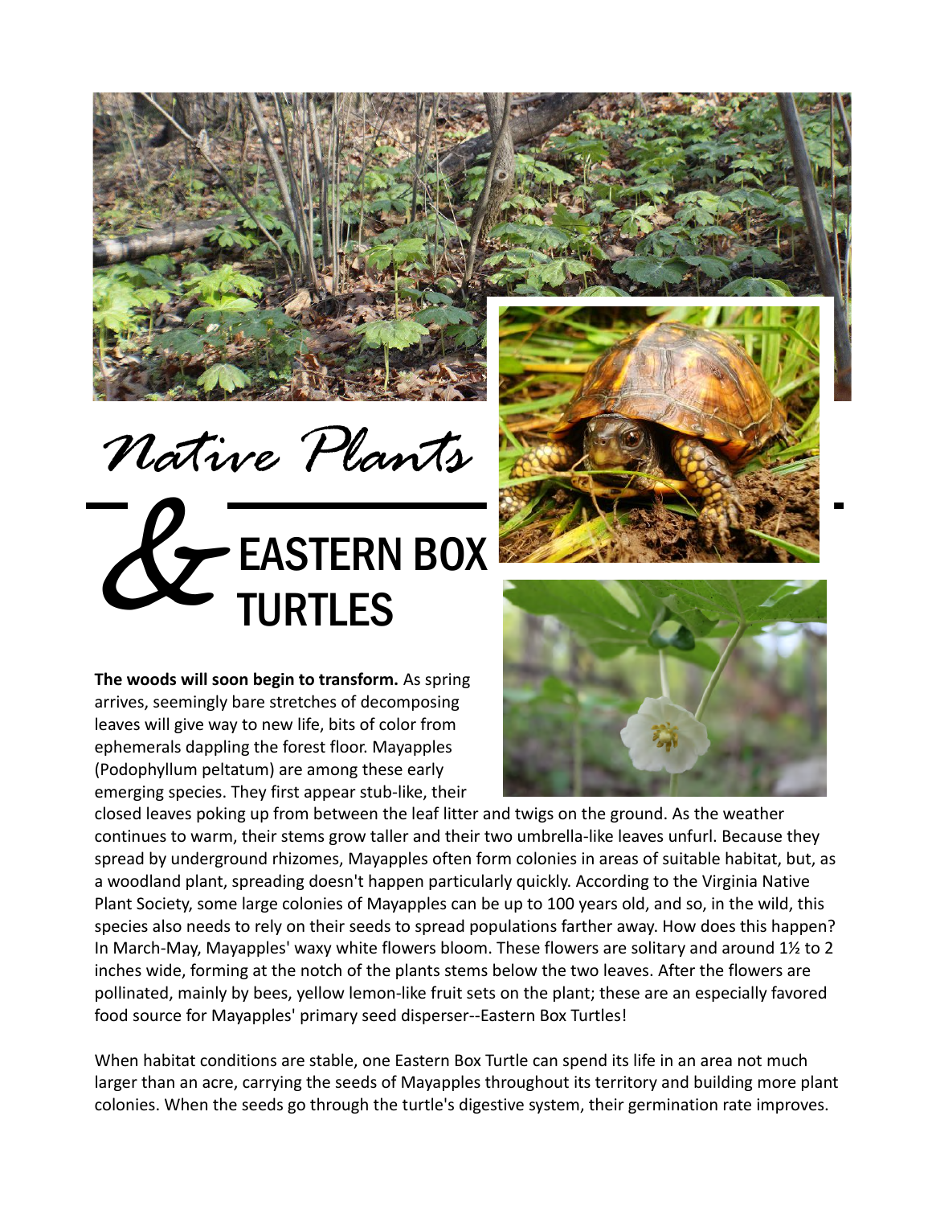# *Native Plants* & EASTERN BOX TURTLES

**The woods will soon begin to transform.** As spring arrives, seemingly bare stretches of decomposing leaves will give way to new life, bits of color from ephemerals dappling the forest floor. Mayapples (Podophyllum peltatum) are among these early emerging species. They first appear stub-like, their closed leaves poking up from between the leaf litter and twigs on the ground. As the weather continues to warm, their stems grow taller and their two umbrella-like leaves unfurl. Because they spread by underground rhizomes, Mayapples often form colonies in areas of suitable habitat, but, as a woodland plant, spreading doesn't happen particularly quickly. According to the Virginia Native Plant Society, some large colonies of Mayapples can be up to 100 years old, and so, in the wild, this species also needs to rely on their seeds to spread populations farther away. How does this happen? In March-May, Mayapples' waxy white flowers bloom. These flowers are solitary and around 1½ to 2 inches wide, forming at the notch of the plants stems below the two leaves. After the flowers are pollinated, mainly by bees, yellow lemon-like fruit sets on the plant; these are an especially favored food source for Mayapples' primary seed disperser--Eastern Box Turtles!

When habitat conditions are stable, one Eastern Box Turtle can spend its life in an area not much larger than an acre, carrying the seeds of Mayapples throughout its territory and building more plant colonies. When the seeds go through the turtle's digestive system, their germination rate improves.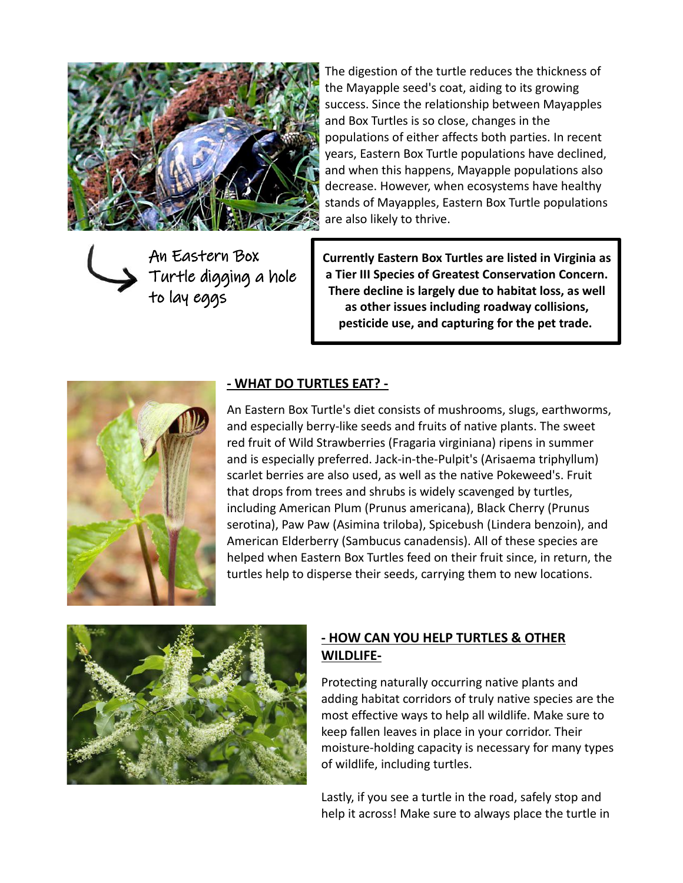The digestion of the turtle reduces the thickness of the Mayapple seed's coat, aiding to its growing success. Since the relationship between Mayapples and Box Turtles is so close, changes in the populations of either affects both parties. In recent years, Eastern Box Turtle populations have declined, and when this happens, Mayapple populations also decrease. However, when ecosystems have healthy stands of Mayapples, Eastern Box Turtle populations are also likely to thrive.

An Eastern Box Turtle digging a hole to lay eggs

**Currently Eastern Box Turtles are listed in Virginia as a Tier III Species of Greatest Conservation Concern. There decline is largely due to habitat loss, as well as other issues including roadway collisions, pesticide use, and capturing for the pet trade.**

## - WHAT DO TURTLES EAT? -

An Eastern Box Turtle's diet consists of mushrooms, slugs, earthworms, and especially berry-like seeds and fruits of native plants. The sweet red fruit of Wild Strawberries (Fragaria virginiana) ripens in summer and is especially preferred. Jack-in-the-Pulpit's (Arisaema triphyllum) scarlet berries are also used, as well as the native Pokeweed's. Fruit that drops from trees and shrubs is widely scavenged by turtles, including American Plum (Prunus americana), Black Cherry (Prunus serotina), Paw Paw (Asimina triloba), Spicebush (Lindera benzoin), and American Elderberry (Sambucus canadensis). All of these species are helped when Eastern Box Turtles feed on their fruit since, in return, the turtles help to disperse their seeds, carrying them to new locations.

## - HOW CAN YOU HELP TURTLES & OTHER WILDLIFE-

Protecting naturally occurring native plants and adding habitat corridors of truly native species are the most effective ways to help all wildlife. Make sure to keep fallen leaves in place in your corridor. Their moisture-holding capacity is necessary for many types of wildlife, including turtles.

Lastly, if you see a turtle in the road, safely stop and help it across! Make sure to always place the turtle in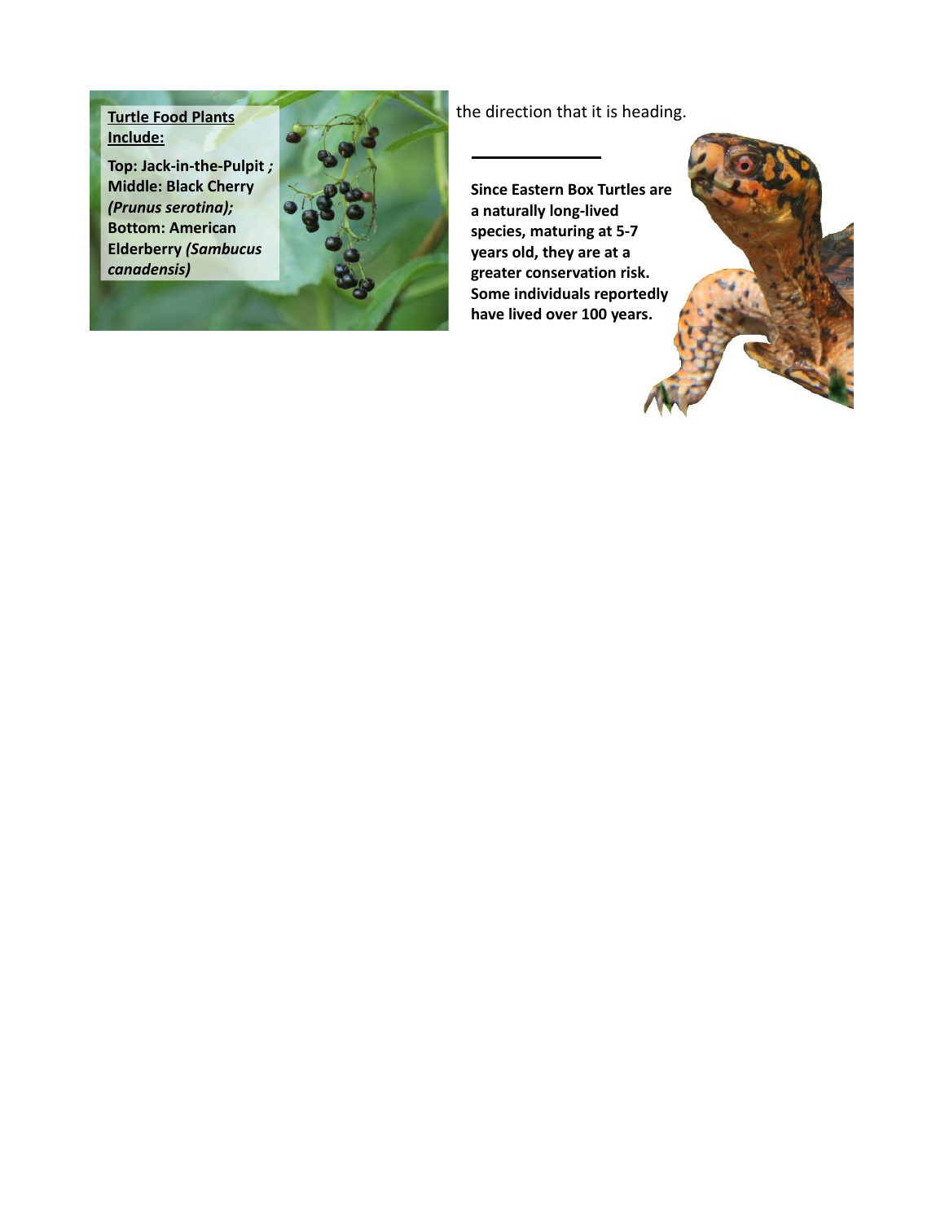**Turtle Food Plants Include:**

**Top: Jack-in-the-Pulpit ; Middle: Black Cherry *(Prunus serotina)*; Bottom: American Elderberry *(Sambucus canadensis)***

the direction that it is heading.

---

**Since Eastern Box Turtles are a naturally long-lived species, maturing at 5-7 years old, they are at a greater conservation risk. Some individuals reportedly have lived over 100 years.**